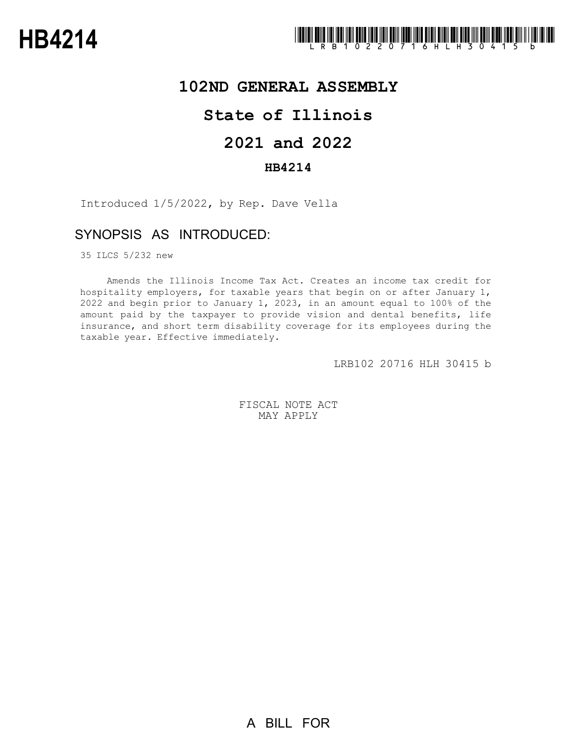# HB4214

LRB102 20716 HLH 30415 b

## 102ND GENERAL ASSEMBLY

## State of Illinois

## 2021 and 2022

### HB4214

Introduced 1/5/2022, by Rep. Dave Vella

## SYNOPSIS AS INTRODUCED:

35 ILCS 5/232 new

Amends the Illinois Income Tax Act. Creates an income tax credit for hospitality employers, for taxable years that begin on or after January 1, 2022 and begin prior to January 1, 2023, in an amount equal to 100% of the amount paid by the taxpayer to provide vision and dental benefits, life insurance, and short term disability coverage for its employees during the taxable year. Effective immediately.

LRB102 20716 HLH 30415 b

FISCAL NOTE ACT
MAY APPLY

A BILL FOR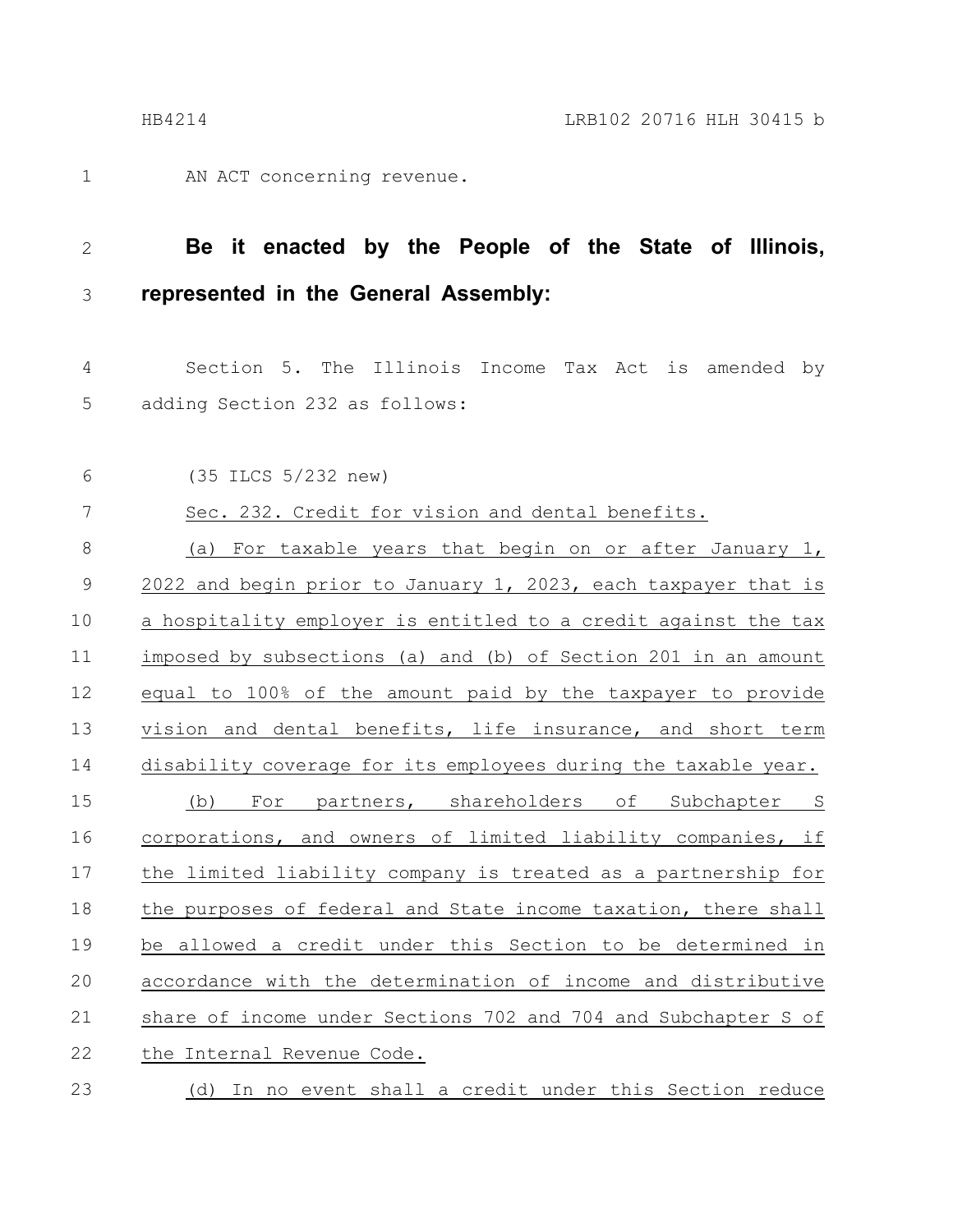AN ACT concerning revenue.

**Be it enacted by the People of the State of Illinois, represented in the General Assembly:**

Section 5. The Illinois Income Tax Act is amended by adding Section 232 as follows:

(35 ILCS 5/232 new)

Sec. 232. Credit for vision and dental benefits.

(a) For taxable years that begin on or after January 1, 2022 and begin prior to January 1, 2023, each taxpayer that is a hospitality employer is entitled to a credit against the tax imposed by subsections (a) and (b) of Section 201 in an amount equal to 100% of the amount paid by the taxpayer to provide vision and dental benefits, life insurance, and short term disability coverage for its employees during the taxable year.

(b) For partners, shareholders of Subchapter S corporations, and owners of limited liability companies, if the limited liability company is treated as a partnership for the purposes of federal and State income taxation, there shall be allowed a credit under this Section to be determined in accordance with the determination of income and distributive share of income under Sections 702 and 704 and Subchapter S of the Internal Revenue Code.

(d) In no event shall a credit under this Section reduce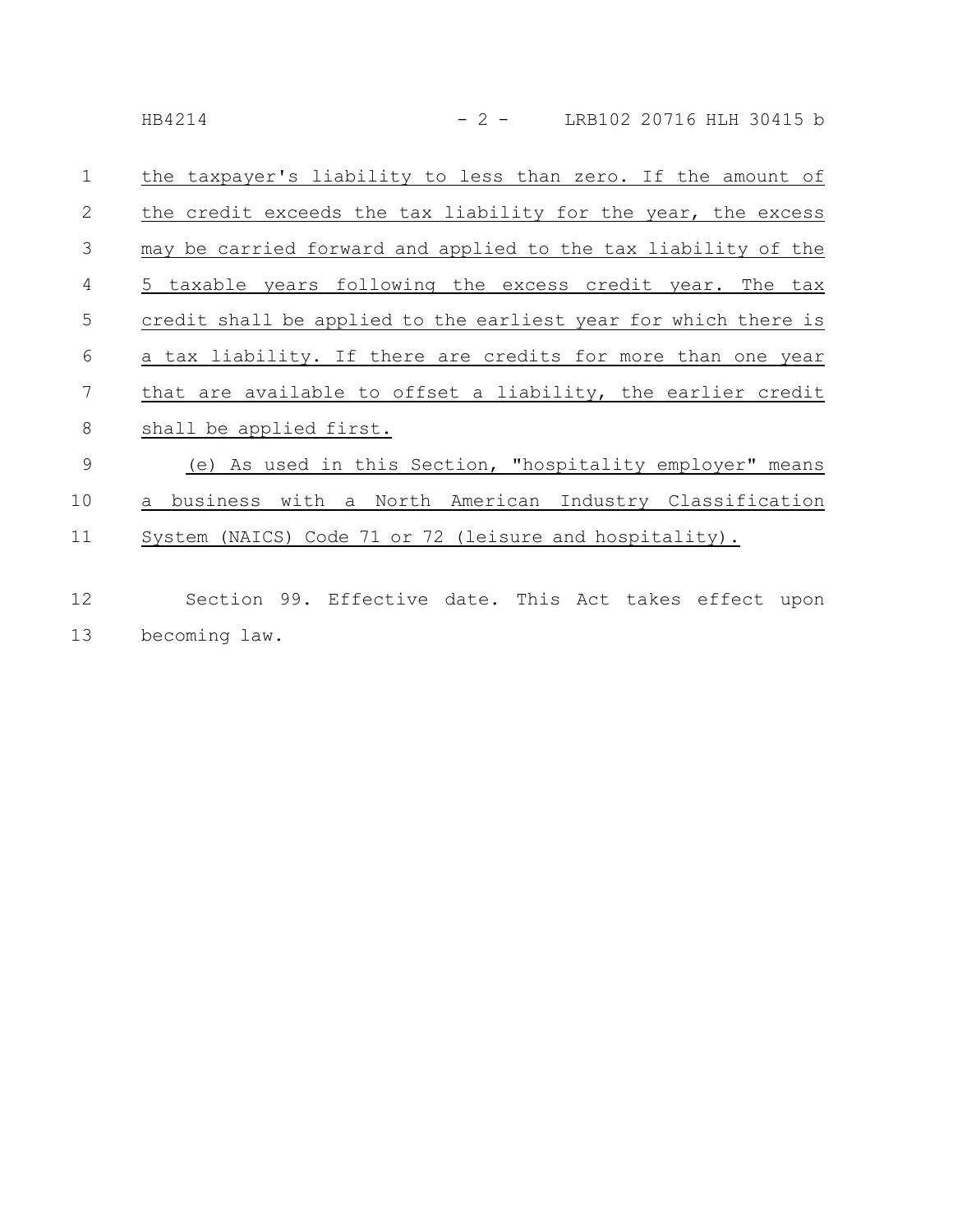the taxpayer's liability to less than zero. If the amount of the credit exceeds the tax liability for the year, the excess may be carried forward and applied to the tax liability of the 5 taxable years following the excess credit year. The tax credit shall be applied to the earliest year for which there is a tax liability. If there are credits for more than one year that are available to offset a liability, the earlier credit shall be applied first.

(e) As used in this Section, "hospitality employer" means a business with a North American Industry Classification System (NAICS) Code 71 or 72 (leisure and hospitality).

Section 99. Effective date. This Act takes effect upon becoming law.